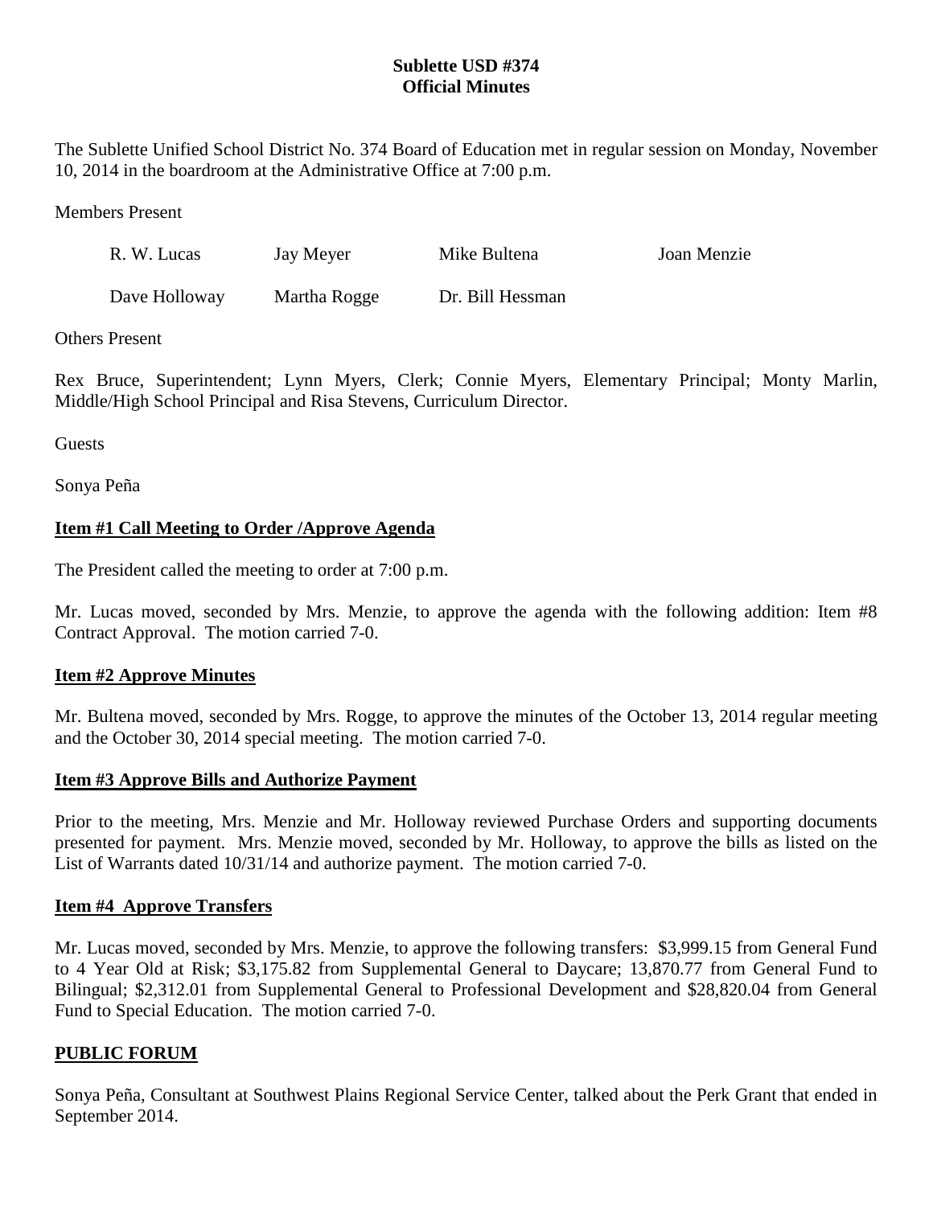# Sublette USD #374
## Official Minutes

The Sublette Unified School District No. 374 Board of Education met in regular session on Monday, November 10, 2014 in the boardroom at the Administrative Office at 7:00 p.m.

Members Present

| R. W. Lucas | Jay Meyer | Mike Bultena | Joan Menzie |
|---|---|---|---|
| Dave Holloway | Martha Rogge | Dr. Bill Hessman | |

Others Present

Rex Bruce, Superintendent; Lynn Myers, Clerk; Connie Myers, Elementary Principal; Monty Marlin, Middle/High School Principal and Risa Stevens, Curriculum Director.

Guests

Sonya Peña

**Item #1 Call Meeting to Order /Approve Agenda**

The President called the meeting to order at 7:00 p.m.

Mr. Lucas moved, seconded by Mrs. Menzie, to approve the agenda with the following addition: Item #8 Contract Approval. The motion carried 7-0.

**Item #2 Approve Minutes**

Mr. Bultena moved, seconded by Mrs. Rogge, to approve the minutes of the October 13, 2014 regular meeting and the October 30, 2014 special meeting. The motion carried 7-0.

**Item #3 Approve Bills and Authorize Payment**

Prior to the meeting, Mrs. Menzie and Mr. Holloway reviewed Purchase Orders and supporting documents presented for payment. Mrs. Menzie moved, seconded by Mr. Holloway, to approve the bills as listed on the List of Warrants dated 10/31/14 and authorize payment. The motion carried 7-0.

**Item #4 Approve Transfers**

Mr. Lucas moved, seconded by Mrs. Menzie, to approve the following transfers: $3,999.15 from General Fund to 4 Year Old at Risk; $3,175.82 from Supplemental General to Daycare; 13,870.77 from General Fund to Bilingual; $2,312.01 from Supplemental General to Professional Development and $28,820.04 from General Fund to Special Education. The motion carried 7-0.

**PUBLIC FORUM**

Sonya Peña, Consultant at Southwest Plains Regional Service Center, talked about the Perk Grant that ended in September 2014.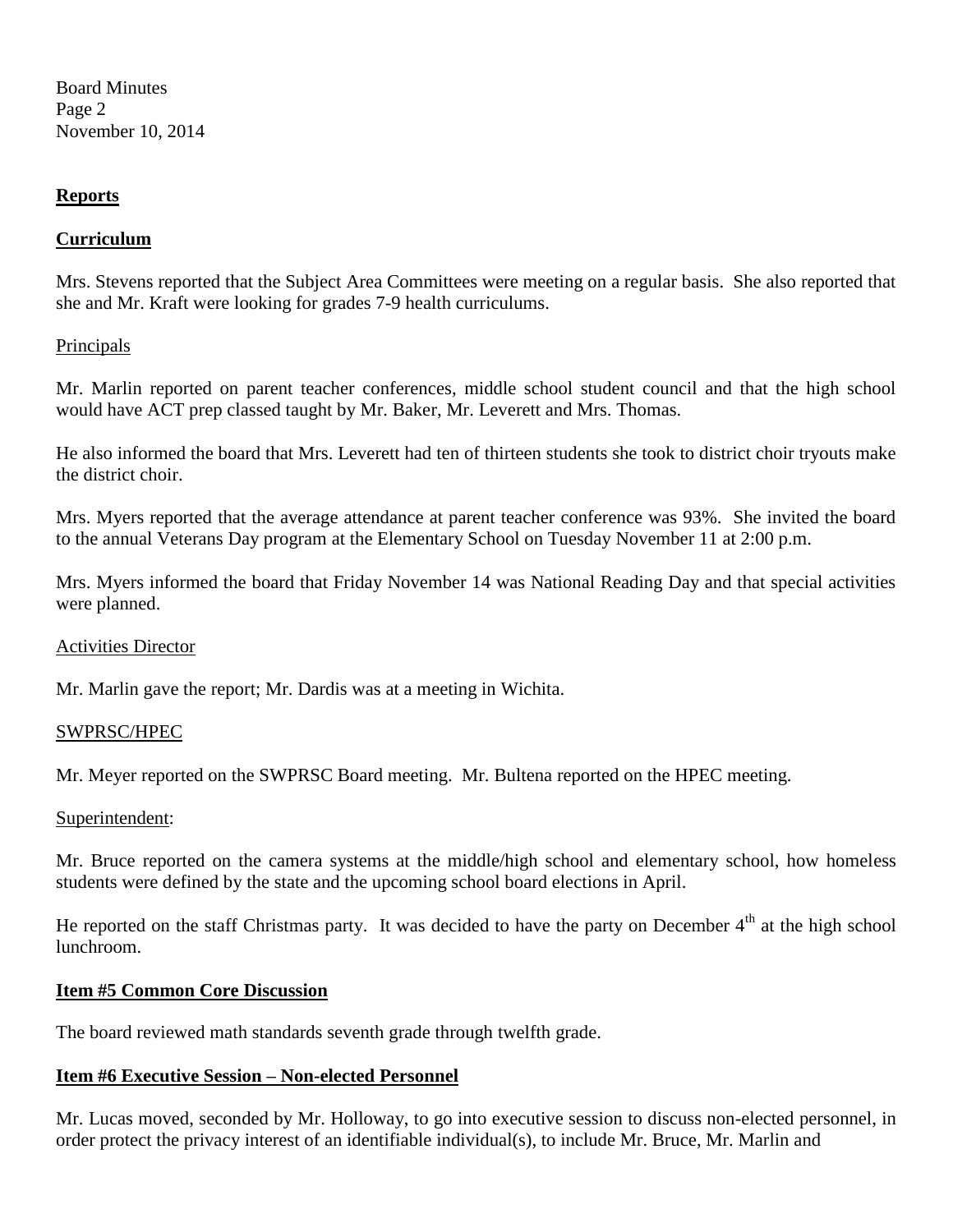## Reports

### Curriculum

Mrs. Stevens reported that the Subject Area Committees were meeting on a regular basis. She also reported that she and Mr. Kraft were looking for grades 7-9 health curriculums.

Principals

Mr. Marlin reported on parent teacher conferences, middle school student council and that the high school would have ACT prep classed taught by Mr. Baker, Mr. Leverett and Mrs. Thomas.

He also informed the board that Mrs. Leverett had ten of thirteen students she took to district choir tryouts make the district choir.

Mrs. Myers reported that the average attendance at parent teacher conference was 93%. She invited the board to the annual Veterans Day program at the Elementary School on Tuesday November 11 at 2:00 p.m.

Mrs. Myers informed the board that Friday November 14 was National Reading Day and that special activities were planned.

Activities Director

Mr. Marlin gave the report; Mr. Dardis was at a meeting in Wichita.

SWPRSC/HPEC

Mr. Meyer reported on the SWPRSC Board meeting. Mr. Bultena reported on the HPEC meeting.

Superintendent:

Mr. Bruce reported on the camera systems at the middle/high school and elementary school, how homeless students were defined by the state and the upcoming school board elections in April.

He reported on the staff Christmas party. It was decided to have the party on December 4th at the high school lunchroom.

### Item #5 Common Core Discussion

The board reviewed math standards seventh grade through twelfth grade.

### Item #6 Executive Session – Non-elected Personnel

Mr. Lucas moved, seconded by Mr. Holloway, to go into executive session to discuss non-elected personnel, in order protect the privacy interest of an identifiable individual(s), to include Mr. Bruce, Mr. Marlin and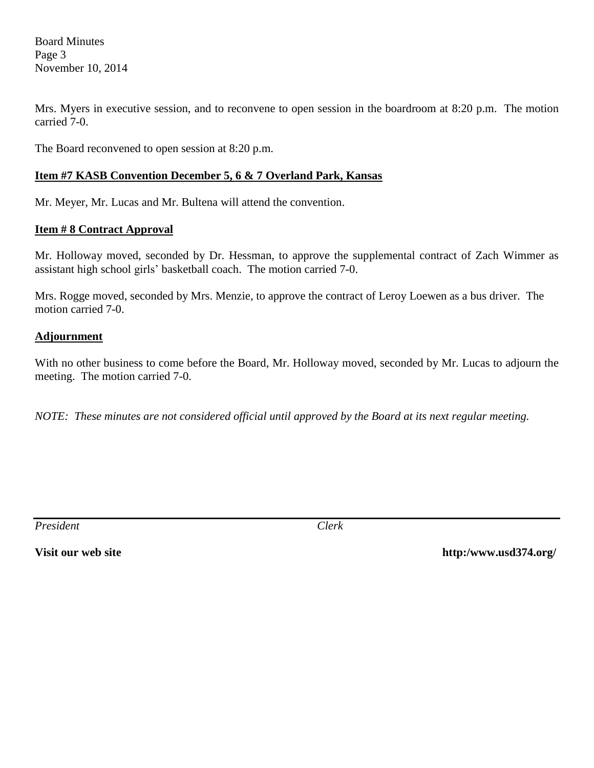Mrs. Myers in executive session, and to reconvene to open session in the boardroom at 8:20 p.m. The motion carried 7-0.

The Board reconvened to open session at 8:20 p.m.

**Item #7 KASB Convention December 5, 6 & 7 Overland Park, Kansas**

Mr. Meyer, Mr. Lucas and Mr. Bultena will attend the convention.

**Item # 8 Contract Approval**

Mr. Holloway moved, seconded by Dr. Hessman, to approve the supplemental contract of Zach Wimmer as assistant high school girls' basketball coach. The motion carried 7-0.

Mrs. Rogge moved, seconded by Mrs. Menzie, to approve the contract of Leroy Loewen as a bus driver. The motion carried 7-0.

**Adjournment**

With no other business to come before the Board, Mr. Holloway moved, seconded by Mr. Lucas to adjourn the meeting. The motion carried 7-0.

*NOTE: These minutes are not considered official until approved by the Board at its next regular meeting.*

*President* *Clerk*

**Visit our web site** **http:/www.usd374.org/**